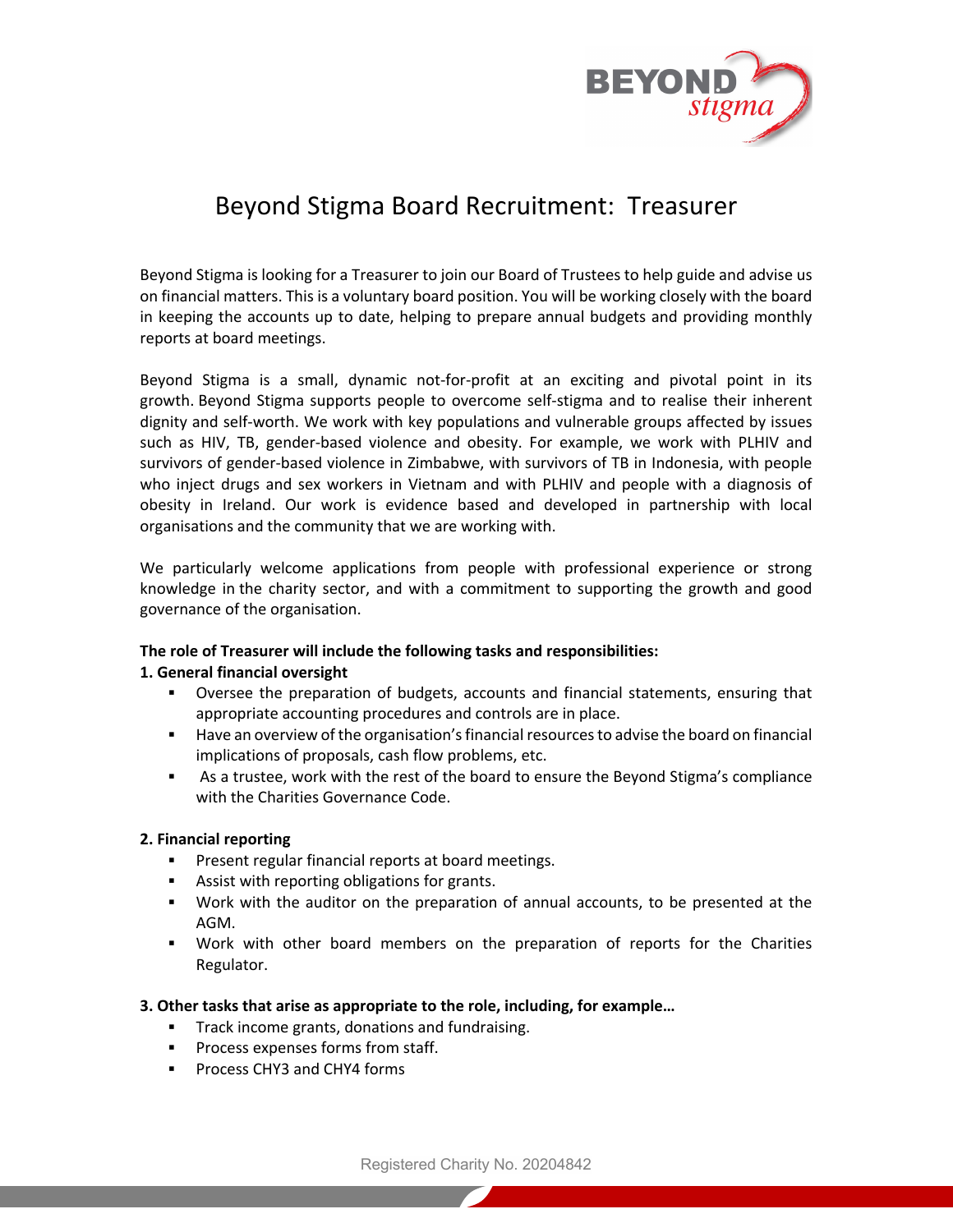# Beyond Stigma Board Recruitment: Treasurer

Beyond Stigma is looking for a Treasurer to join our Board of Trustees to help guide and advise us on financial matters. This is a voluntary board position. You will be working closely with the board in keeping the accounts up to date, helping to prepare annual budgets and providing monthly reports at board meetings.

Beyond Stigma is a small, dynamic not-for-profit at an exciting and pivotal point in its growth. Beyond Stigma supports people to overcome self-stigma and to realise their inherent dignity and self-worth. We work with key populations and vulnerable groups affected by issues such as HIV, TB, gender-based violence and obesity. For example, we work with PLHIV and survivors of gender-based violence in Zimbabwe, with survivors of TB in Indonesia, with people who inject drugs and sex workers in Vietnam and with PLHIV and people with a diagnosis of obesity in Ireland. Our work is evidence based and developed in partnership with local organisations and the community that we are working with.

We particularly welcome applications from people with professional experience or strong knowledge in the charity sector, and with a commitment to supporting the growth and good governance of the organisation.

**The role of Treasurer will include the following tasks and responsibilities:**

**1. General financial oversight**

- Oversee the preparation of budgets, accounts and financial statements, ensuring that appropriate accounting procedures and controls are in place.
- Have an overview of the organisation's financial resources to advise the board on financial implications of proposals, cash flow problems, etc.
- As a trustee, work with the rest of the board to ensure the Beyond Stigma's compliance with the Charities Governance Code.

**2. Financial reporting**

- Present regular financial reports at board meetings.
- Assist with reporting obligations for grants.
- Work with the auditor on the preparation of annual accounts, to be presented at the AGM.
- Work with other board members on the preparation of reports for the Charities Regulator.

**3. Other tasks that arise as appropriate to the role, including, for example…**

- Track income grants, donations and fundraising.
- Process expenses forms from staff.
- Process CHY3 and CHY4 forms

Registered Charity No. 20204842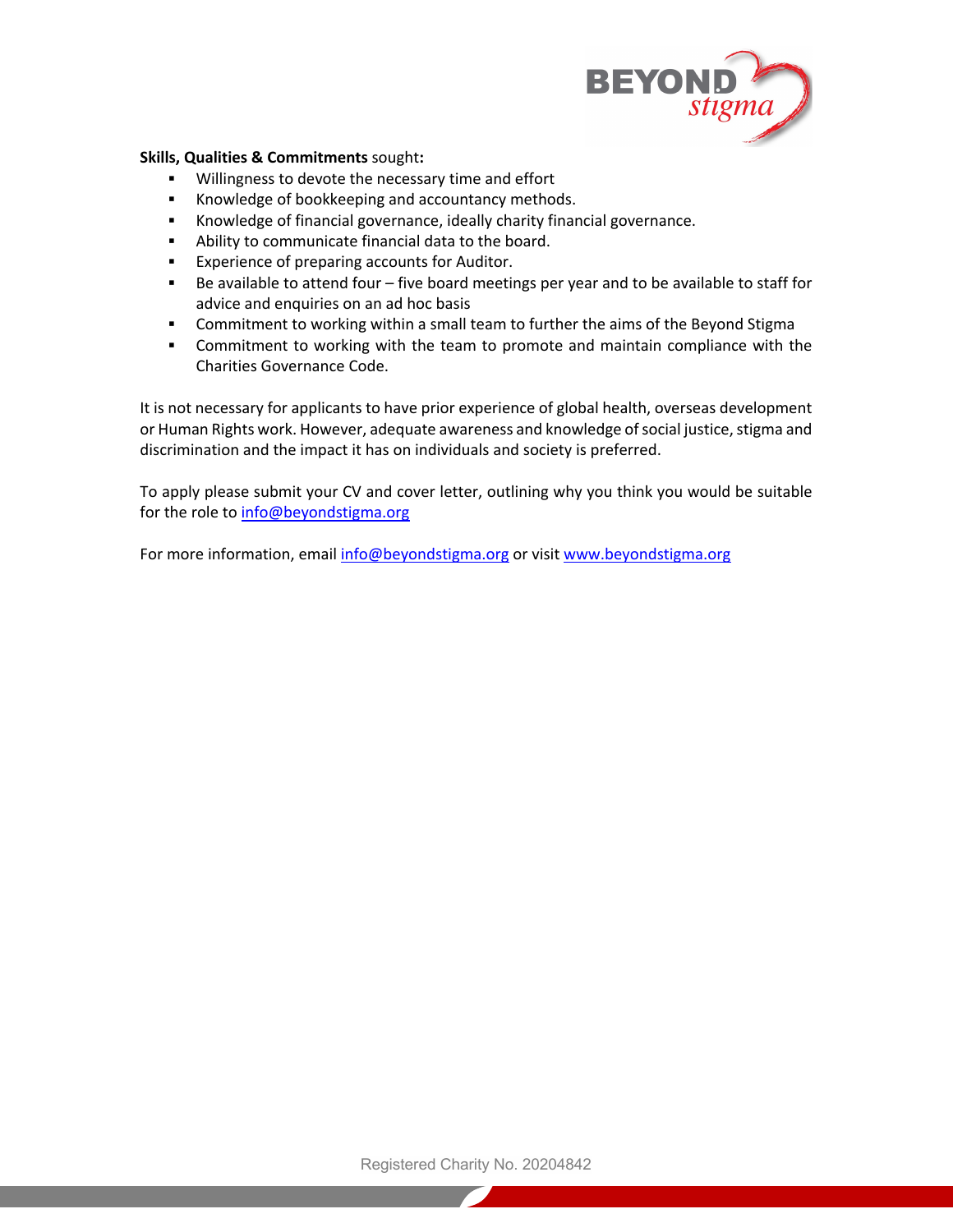**Skills, Qualities & Commitments** sought**:**

- Willingness to devote the necessary time and effort
- Knowledge of bookkeeping and accountancy methods.
- Knowledge of financial governance, ideally charity financial governance.
- Ability to communicate financial data to the board.
- Experience of preparing accounts for Auditor.
- Be available to attend four – five board meetings per year and to be available to staff for advice and enquiries on an ad hoc basis
- Commitment to working within a small team to further the aims of the Beyond Stigma
- Commitment to working with the team to promote and maintain compliance with the Charities Governance Code.

It is not necessary for applicants to have prior experience of global health, overseas development or Human Rights work. However, adequate awareness and knowledge of social justice, stigma and discrimination and the impact it has on individuals and society is preferred.

To apply please submit your CV and cover letter, outlining why you think you would be suitable for the role to info@beyondstigma.org

For more information, email info@beyondstigma.org or visit www.beyondstigma.org